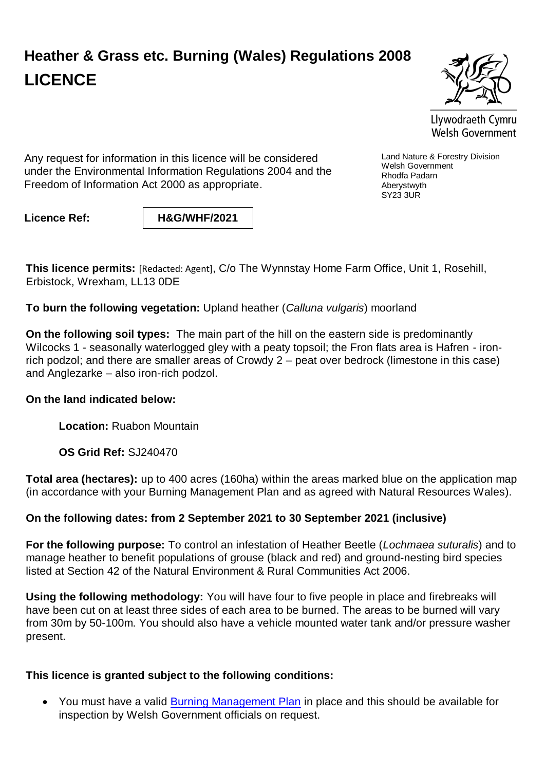# Heather & Grass etc. Burning (Wales) Regulations 2008
# LICENCE

Llywodraeth Cymru
Welsh Government

Any request for information in this licence will be considered under the Environmental Information Regulations 2004 and the Freedom of Information Act 2000 as appropriate.

Land Nature & Forestry Division
Welsh Government
Rhodfa Padarn
Aberystwyth
SY23 3UR

**Licence Ref:** **H&G/WHF/2021**

**This licence permits:** [Redacted: Agent], C/o The Wynnstay Home Farm Office, Unit 1, Rosehill, Erbistock, Wrexham, LL13 0DE

**To burn the following vegetation:** Upland heather (*Calluna vulgaris*) moorland

**On the following soil types:** The main part of the hill on the eastern side is predominantly Wilcocks 1 - seasonally waterlogged gley with a peaty topsoil; the Fron flats area is Hafren - iron-rich podzol; and there are smaller areas of Crowdy 2 – peat over bedrock (limestone in this case) and Anglezarke – also iron-rich podzol.

**On the land indicated below:**

**Location:** Ruabon Mountain

**OS Grid Ref:** SJ240470

**Total area (hectares):** up to 400 acres (160ha) within the areas marked blue on the application map (in accordance with your Burning Management Plan and as agreed with Natural Resources Wales).

**On the following dates: from 2 September 2021 to 30 September 2021 (inclusive)**

**For the following purpose:** To control an infestation of Heather Beetle (*Lochmaea suturalis*) and to manage heather to benefit populations of grouse (black and red) and ground-nesting bird species listed at Section 42 of the Natural Environment & Rural Communities Act 2006.

**Using the following methodology:** You will have four to five people in place and firebreaks will have been cut on at least three sides of each area to be burned. The areas to be burned will vary from 30m by 50-100m. You should also have a vehicle mounted water tank and/or pressure washer present.

**This licence is granted subject to the following conditions:**

- You must have a valid Burning Management Plan in place and this should be available for inspection by Welsh Government officials on request.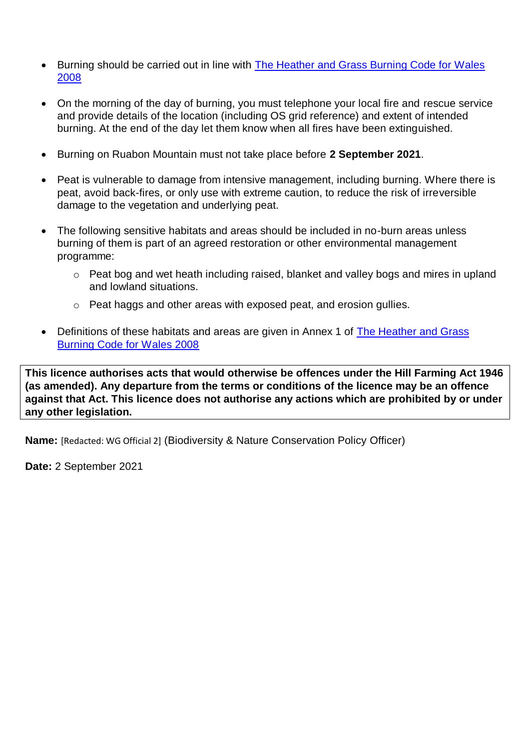- Burning should be carried out in line with The Heather and Grass Burning Code for Wales 2008

- On the morning of the day of burning, you must telephone your local fire and rescue service and provide details of the location (including OS grid reference) and extent of intended burning. At the end of the day let them know when all fires have been extinguished.

- Burning on Ruabon Mountain must not take place before **2 September 2021**.

- Peat is vulnerable to damage from intensive management, including burning. Where there is peat, avoid back-fires, or only use with extreme caution, to reduce the risk of irreversible damage to the vegetation and underlying peat.

- The following sensitive habitats and areas should be included in no-burn areas unless burning of them is part of an agreed restoration or other environmental management programme:

  - Peat bog and wet heath including raised, blanket and valley bogs and mires in upland and lowland situations.

  - Peat haggs and other areas with exposed peat, and erosion gullies.

- Definitions of these habitats and areas are given in Annex 1 of The Heather and Grass Burning Code for Wales 2008

**This licence authorises acts that would otherwise be offences under the Hill Farming Act 1946 (as amended). Any departure from the terms or conditions of the licence may be an offence against that Act. This licence does not authorise any actions which are prohibited by or under any other legislation.**

**Name:** [Redacted: WG Official 2] (Biodiversity & Nature Conservation Policy Officer)

**Date:** 2 September 2021